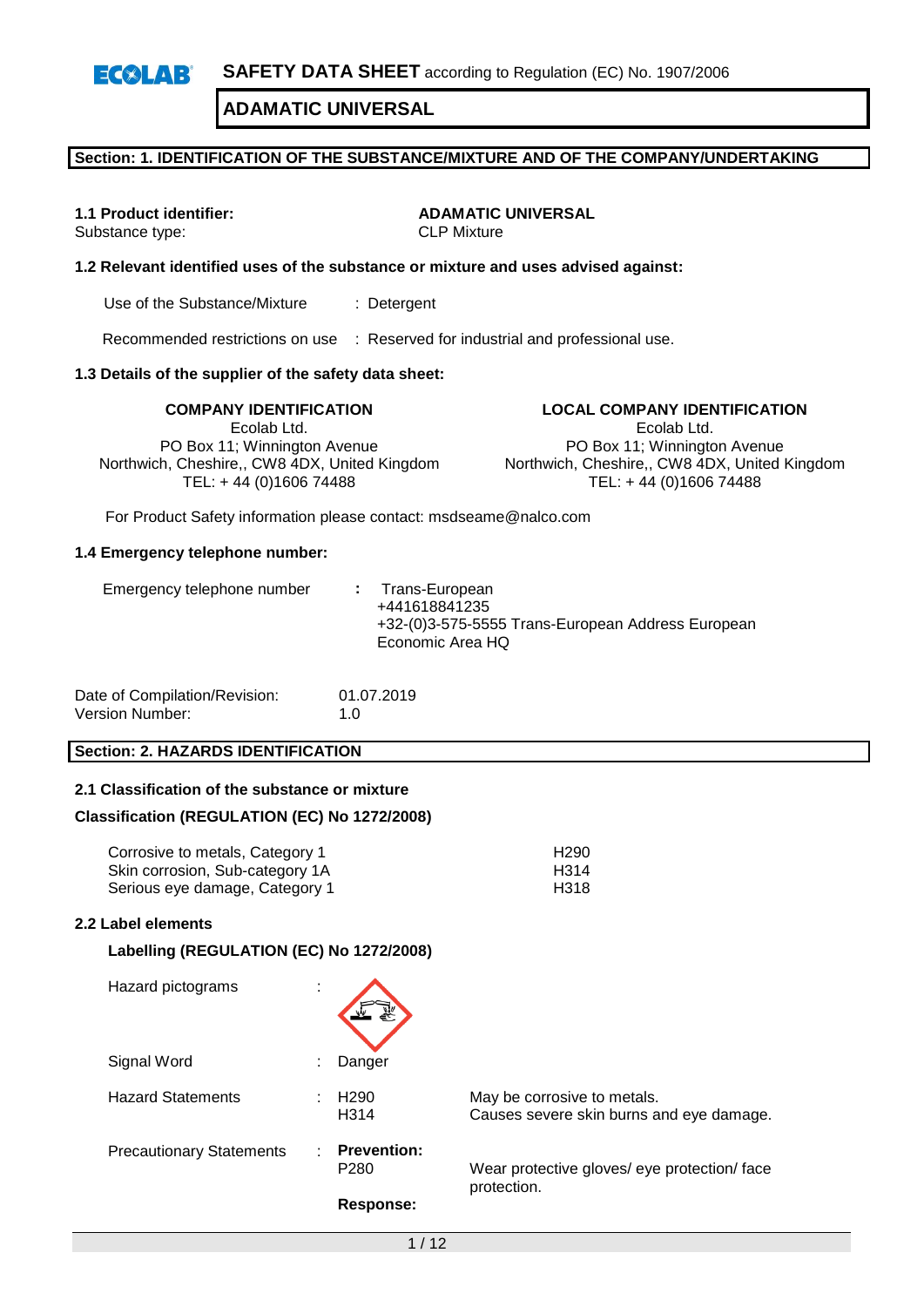**SAFETY DATA SHEET** according to Regulation (EC) No. 1907/2006

# ADAMATIC UNIVERSAL

## Section: 1. IDENTIFICATION OF THE SUBSTANCE/MIXTURE AND OF THE COMPANY/UNDERTAKING

| | |
|---|---|
| **1.1 Product identifier:** | **ADAMATIC UNIVERSAL** |
| Substance type: | CLP Mixture |

### 1.2 Relevant identified uses of the substance or mixture and uses advised against:

| | |
|---|---|
| Use of the Substance/Mixture | : Detergent |
| Recommended restrictions on use | : Reserved for industrial and professional use. |

### 1.3 Details of the supplier of the safety data sheet:

| **COMPANY IDENTIFICATION** | **LOCAL COMPANY IDENTIFICATION** |
|---|---|
| Ecolab Ltd. | Ecolab Ltd. |
| PO Box 11; Winnington Avenue | PO Box 11; Winnington Avenue |
| Northwich, Cheshire,, CW8 4DX, United Kingdom | Northwich, Cheshire,, CW8 4DX, United Kingdom |
| TEL: + 44 (0)1606 74488 | TEL: + 44 (0)1606 74488 |

For Product Safety information please contact: msdseame@nalco.com

### 1.4 Emergency telephone number:

Emergency telephone number : Trans-European
+441618841235
+32-(0)3-575-5555 Trans-European Address European Economic Area HQ

| | |
|---|---|
| Date of Compilation/Revision: | 01.07.2019 |
| Version Number: | 1.0 |

## Section: 2. HAZARDS IDENTIFICATION

### 2.1 Classification of the substance or mixture

**Classification (REGULATION (EC) No 1272/2008)**

| | |
|---|---|
| Corrosive to metals, Category 1 | H290 |
| Skin corrosion, Sub-category 1A | H314 |
| Serious eye damage, Category 1 | H318 |

### 2.2 Label elements

**Labelling (REGULATION (EC) No 1272/2008)**

Hazard pictograms :

Signal Word : Danger

| | | |
|---|---|---|
| Hazard Statements | : H290 | May be corrosive to metals. |
| | H314 | Causes severe skin burns and eye damage. |
| Precautionary Statements | : **Prevention:** | |
| | P280 | Wear protective gloves/ eye protection/ face protection. |
| | **Response:** | |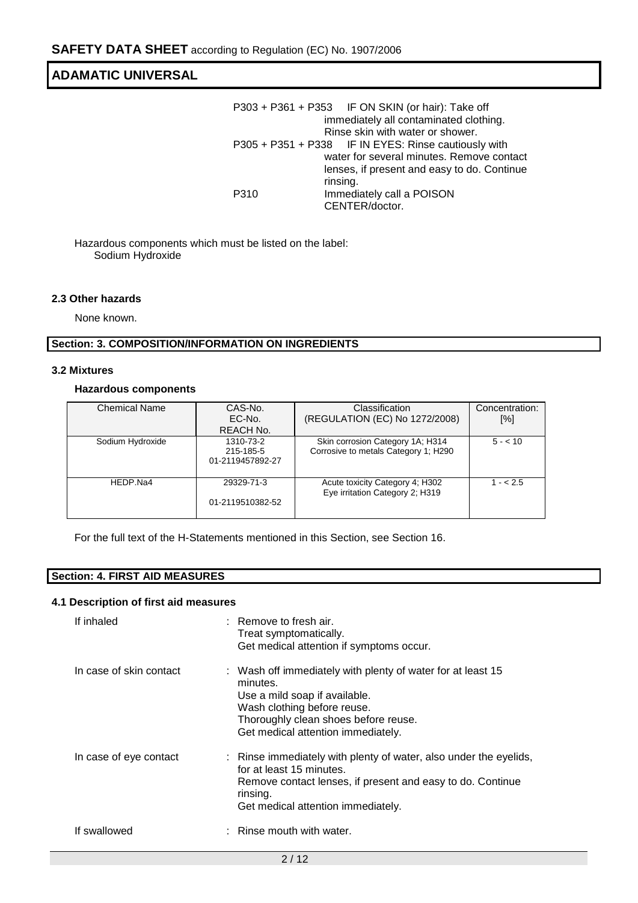| | |
|---|---|
| P303 + P361 + P353 | IF ON SKIN (or hair): Take off immediately all contaminated clothing. Rinse skin with water or shower. |
| P305 + P351 + P338 | IF IN EYES: Rinse cautiously with water for several minutes. Remove contact lenses, if present and easy to do. Continue rinsing. |
| P310 | Immediately call a POISON CENTER/doctor. |

Hazardous components which must be listed on the label:
Sodium Hydroxide

### 2.3 Other hazards

None known.

## Section: 3. COMPOSITION/INFORMATION ON INGREDIENTS

### 3.2 Mixtures

**Hazardous components**

| Chemical Name | CAS-No.<br>EC-No.<br>REACH No. | Classification<br>(REGULATION (EC) No 1272/2008) | Concentration: [%] |
|---|---|---|---|
| Sodium Hydroxide | 1310-73-2<br>215-185-5<br>01-2119457892-27 | Skin corrosion Category 1A; H314<br>Corrosive to metals Category 1; H290 | 5 - < 10 |
| HEDP.Na4 | 29329-71-3<br><br>01-2119510382-52 | Acute toxicity Category 4; H302<br>Eye irritation Category 2; H319 | 1 - < 2.5 |

For the full text of the H-Statements mentioned in this Section, see Section 16.

## Section: 4. FIRST AID MEASURES

### 4.1 Description of first aid measures

| | |
|---|---|
| If inhaled | : Remove to fresh air.<br>Treat symptomatically.<br>Get medical attention if symptoms occur. |
| In case of skin contact | : Wash off immediately with plenty of water for at least 15 minutes.<br>Use a mild soap if available.<br>Wash clothing before reuse.<br>Thoroughly clean shoes before reuse.<br>Get medical attention immediately. |
| In case of eye contact | : Rinse immediately with plenty of water, also under the eyelids, for at least 15 minutes.<br>Remove contact lenses, if present and easy to do. Continue rinsing.<br>Get medical attention immediately. |
| If swallowed | : Rinse mouth with water. |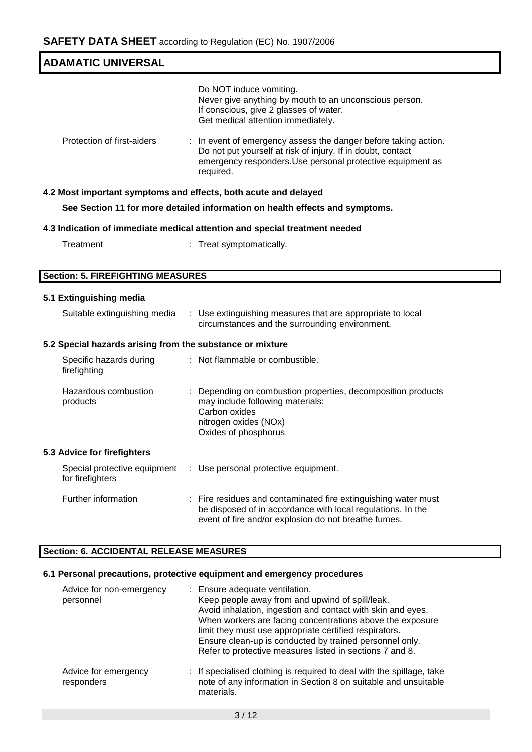| | |
|---|---|
| | Do NOT induce vomiting.<br>Never give anything by mouth to an unconscious person.<br>If conscious, give 2 glasses of water.<br>Get medical attention immediately. |
| Protection of first-aiders | : In event of emergency assess the danger before taking action. Do not put yourself at risk of injury. If in doubt, contact emergency responders.Use personal protective equipment as required. |

### 4.2 Most important symptoms and effects, both acute and delayed

**See Section 11 for more detailed information on health effects and symptoms.**

### 4.3 Indication of immediate medical attention and special treatment needed

| | |
|---|---|
| Treatment | : Treat symptomatically. |

## Section: 5. FIREFIGHTING MEASURES

### 5.1 Extinguishing media

| | |
|---|---|
| Suitable extinguishing media | : Use extinguishing measures that are appropriate to local circumstances and the surrounding environment. |

### 5.2 Special hazards arising from the substance or mixture

| | |
|---|---|
| Specific hazards during firefighting | : Not flammable or combustible. |
| Hazardous combustion products | : Depending on combustion properties, decomposition products may include following materials:<br>Carbon oxides<br>nitrogen oxides (NOx)<br>Oxides of phosphorus |

### 5.3 Advice for firefighters

| | |
|---|---|
| Special protective equipment for firefighters | : Use personal protective equipment. |
| Further information | : Fire residues and contaminated fire extinguishing water must be disposed of in accordance with local regulations. In the event of fire and/or explosion do not breathe fumes. |

## Section: 6. ACCIDENTAL RELEASE MEASURES

### 6.1 Personal precautions, protective equipment and emergency procedures

| | |
|---|---|
| Advice for non-emergency personnel | : Ensure adequate ventilation.<br>Keep people away from and upwind of spill/leak.<br>Avoid inhalation, ingestion and contact with skin and eyes.<br>When workers are facing concentrations above the exposure limit they must use appropriate certified respirators.<br>Ensure clean-up is conducted by trained personnel only.<br>Refer to protective measures listed in sections 7 and 8. |
| Advice for emergency responders | : If specialised clothing is required to deal with the spillage, take note of any information in Section 8 on suitable and unsuitable materials. |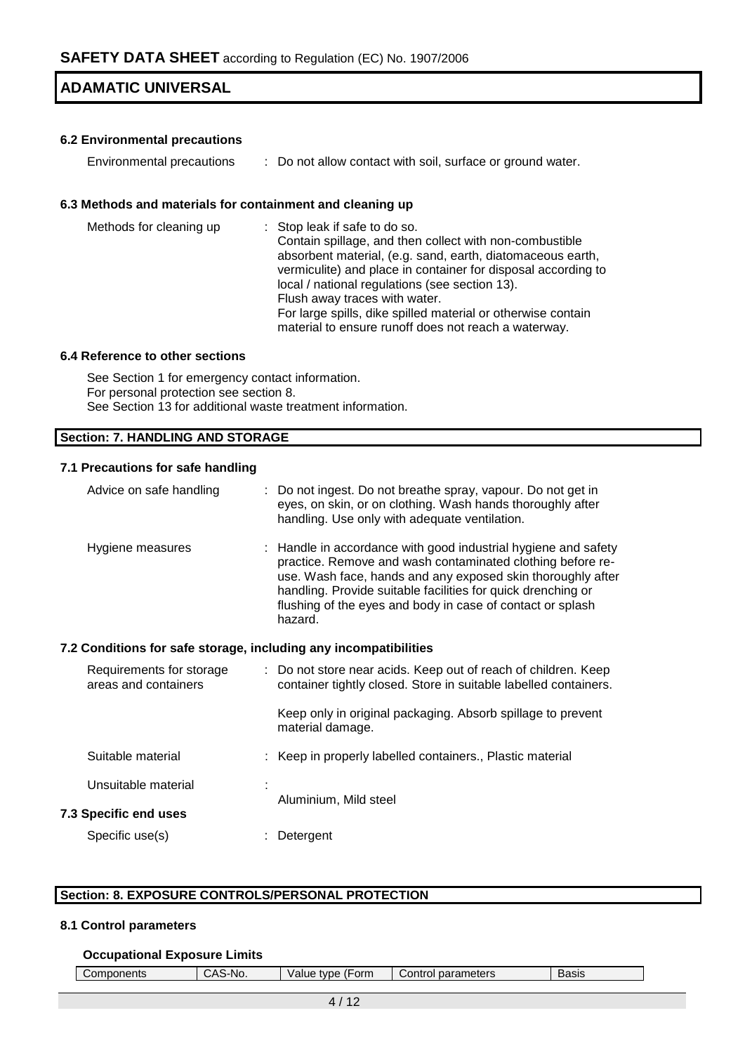### 6.2 Environmental precautions

| | |
|---|---|
| Environmental precautions | : Do not allow contact with soil, surface or ground water. |

### 6.3 Methods and materials for containment and cleaning up

| | |
|---|---|
| Methods for cleaning up | : Stop leak if safe to do so.<br>Contain spillage, and then collect with non-combustible absorbent material, (e.g. sand, earth, diatomaceous earth, vermiculite) and place in container for disposal according to local / national regulations (see section 13).<br>Flush away traces with water.<br>For large spills, dike spilled material or otherwise contain material to ensure runoff does not reach a waterway. |

### 6.4 Reference to other sections

See Section 1 for emergency contact information.
For personal protection see section 8.
See Section 13 for additional waste treatment information.

## Section: 7. HANDLING AND STORAGE

### 7.1 Precautions for safe handling

| | |
|---|---|
| Advice on safe handling | : Do not ingest. Do not breathe spray, vapour. Do not get in eyes, on skin, or on clothing. Wash hands thoroughly after handling. Use only with adequate ventilation. |
| Hygiene measures | : Handle in accordance with good industrial hygiene and safety practice. Remove and wash contaminated clothing before re-use. Wash face, hands and any exposed skin thoroughly after handling. Provide suitable facilities for quick drenching or flushing of the eyes and body in case of contact or splash hazard. |

### 7.2 Conditions for safe storage, including any incompatibilities

| | |
|---|---|
| Requirements for storage areas and containers | : Do not store near acids. Keep out of reach of children. Keep container tightly closed. Store in suitable labelled containers.<br><br>Keep only in original packaging. Absorb spillage to prevent material damage. |
| Suitable material | : Keep in properly labelled containers., Plastic material |
| Unsuitable material | : Aluminium, Mild steel |

### 7.3 Specific end uses

| | |
|---|---|
| Specific use(s) | : Detergent |

## Section: 8. EXPOSURE CONTROLS/PERSONAL PROTECTION

### 8.1 Control parameters

**Occupational Exposure Limits**

| Components | CAS-No. | Value type (Form | Control parameters | Basis |
|---|---|---|---|---|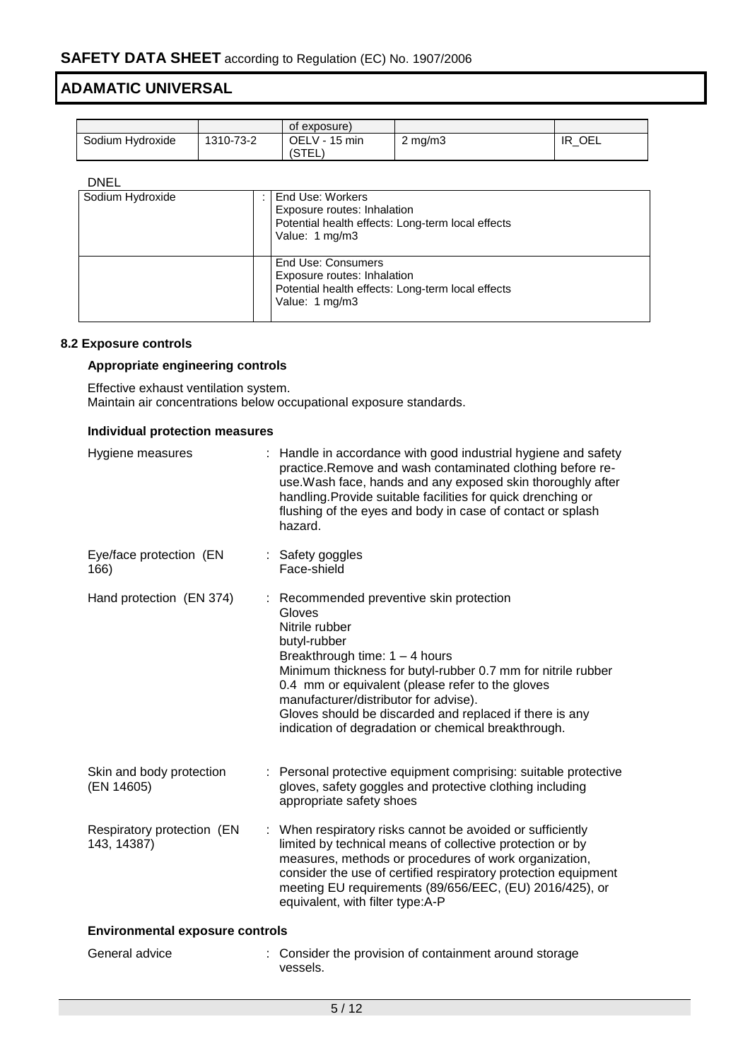| | | of exposure) | | |
|---|---|---|---|---|
| Sodium Hydroxide | 1310-73-2 | OELV - 15 min (STEL) | 2 mg/m3 | IR_OEL |

DNEL

| | | |
|---|---|---|
| Sodium Hydroxide | : | End Use: Workers<br>Exposure routes: Inhalation<br>Potential health effects: Long-term local effects<br>Value: 1 mg/m3 |
| | | End Use: Consumers<br>Exposure routes: Inhalation<br>Potential health effects: Long-term local effects<br>Value: 1 mg/m3 |

### 8.2 Exposure controls

**Appropriate engineering controls**

Effective exhaust ventilation system.
Maintain air concentrations below occupational exposure standards.

**Individual protection measures**

Hygiene measures : Handle in accordance with good industrial hygiene and safety practice.Remove and wash contaminated clothing before re-use.Wash face, hands and any exposed skin thoroughly after handling.Provide suitable facilities for quick drenching or flushing of the eyes and body in case of contact or splash hazard.

Eye/face protection (EN 166) : Safety goggles
Face-shield

Hand protection (EN 374) : Recommended preventive skin protection
Gloves
Nitrile rubber
butyl-rubber
Breakthrough time: 1 – 4 hours
Minimum thickness for butyl-rubber 0.7 mm for nitrile rubber 0.4 mm or equivalent (please refer to the gloves manufacturer/distributor for advise).
Gloves should be discarded and replaced if there is any indication of degradation or chemical breakthrough.

Skin and body protection (EN 14605) : Personal protective equipment comprising: suitable protective gloves, safety goggles and protective clothing including appropriate safety shoes

Respiratory protection (EN 143, 14387) : When respiratory risks cannot be avoided or sufficiently limited by technical means of collective protection or by measures, methods or procedures of work organization, consider the use of certified respiratory protection equipment meeting EU requirements (89/656/EEC, (EU) 2016/425), or equivalent, with filter type:A-P

**Environmental exposure controls**

General advice : Consider the provision of containment around storage vessels.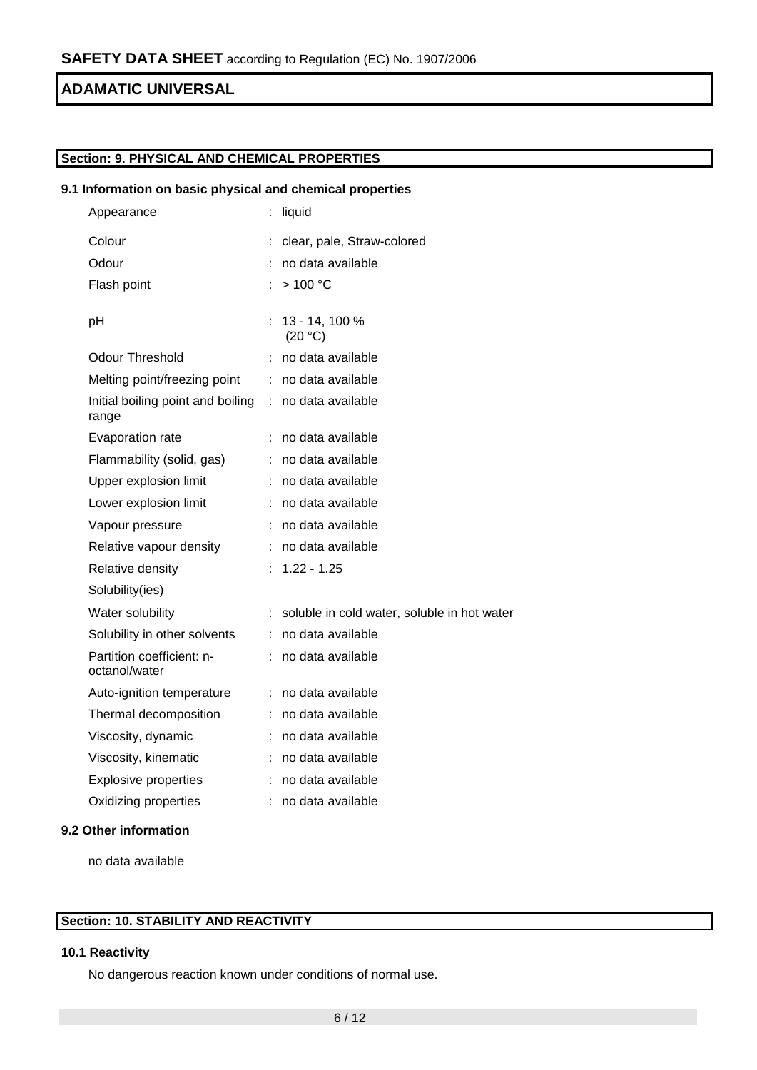## Section: 9. PHYSICAL AND CHEMICAL PROPERTIES

### 9.1 Information on basic physical and chemical properties

| | | |
|---|---|---|
| Appearance | : | liquid |
| Colour | : | clear, pale, Straw-colored |
| Odour | : | no data available |
| Flash point | : | > 100 °C |
| pH | : | 13 - 14, 100 % (20 °C) |
| Odour Threshold | : | no data available |
| Melting point/freezing point | : | no data available |
| Initial boiling point and boiling range | : | no data available |
| Evaporation rate | : | no data available |
| Flammability (solid, gas) | : | no data available |
| Upper explosion limit | : | no data available |
| Lower explosion limit | : | no data available |
| Vapour pressure | : | no data available |
| Relative vapour density | : | no data available |
| Relative density | : | 1.22 - 1.25 |
| Solubility(ies) | | |
| Water solubility | : | soluble in cold water, soluble in hot water |
| Solubility in other solvents | : | no data available |
| Partition coefficient: n-octanol/water | : | no data available |
| Auto-ignition temperature | : | no data available |
| Thermal decomposition | : | no data available |
| Viscosity, dynamic | : | no data available |
| Viscosity, kinematic | : | no data available |
| Explosive properties | : | no data available |
| Oxidizing properties | : | no data available |

### 9.2 Other information

no data available

## Section: 10. STABILITY AND REACTIVITY

### 10.1 Reactivity

No dangerous reaction known under conditions of normal use.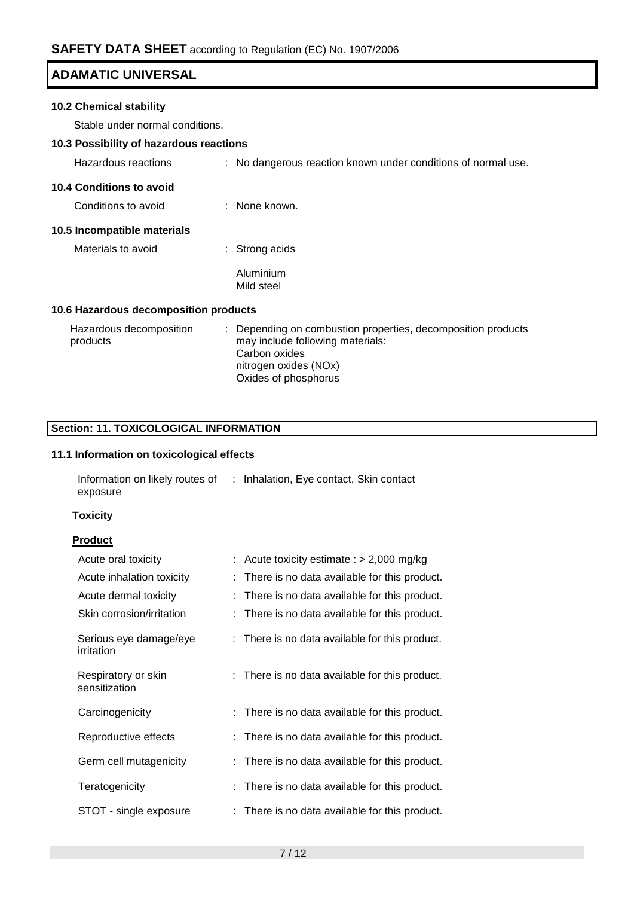### 10.2 Chemical stability

Stable under normal conditions.

### 10.3 Possibility of hazardous reactions

Hazardous reactions : No dangerous reaction known under conditions of normal use.

### 10.4 Conditions to avoid

Conditions to avoid : None known.

### 10.5 Incompatible materials

Materials to avoid : Strong acids

Aluminium
Mild steel

### 10.6 Hazardous decomposition products

Hazardous decomposition products : Depending on combustion properties, decomposition products may include following materials:
Carbon oxides
nitrogen oxides (NOx)
Oxides of phosphorus

## Section: 11. TOXICOLOGICAL INFORMATION

### 11.1 Information on toxicological effects

Information on likely routes of exposure : Inhalation, Eye contact, Skin contact

**Toxicity**

**Product**

| | |
|---|---|
| Acute oral toxicity | : Acute toxicity estimate : > 2,000 mg/kg |
| Acute inhalation toxicity | : There is no data available for this product. |
| Acute dermal toxicity | : There is no data available for this product. |
| Skin corrosion/irritation | : There is no data available for this product. |
| Serious eye damage/eye irritation | : There is no data available for this product. |
| Respiratory or skin sensitization | : There is no data available for this product. |
| Carcinogenicity | : There is no data available for this product. |
| Reproductive effects | : There is no data available for this product. |
| Germ cell mutagenicity | : There is no data available for this product. |
| Teratogenicity | : There is no data available for this product. |
| STOT - single exposure | : There is no data available for this product. |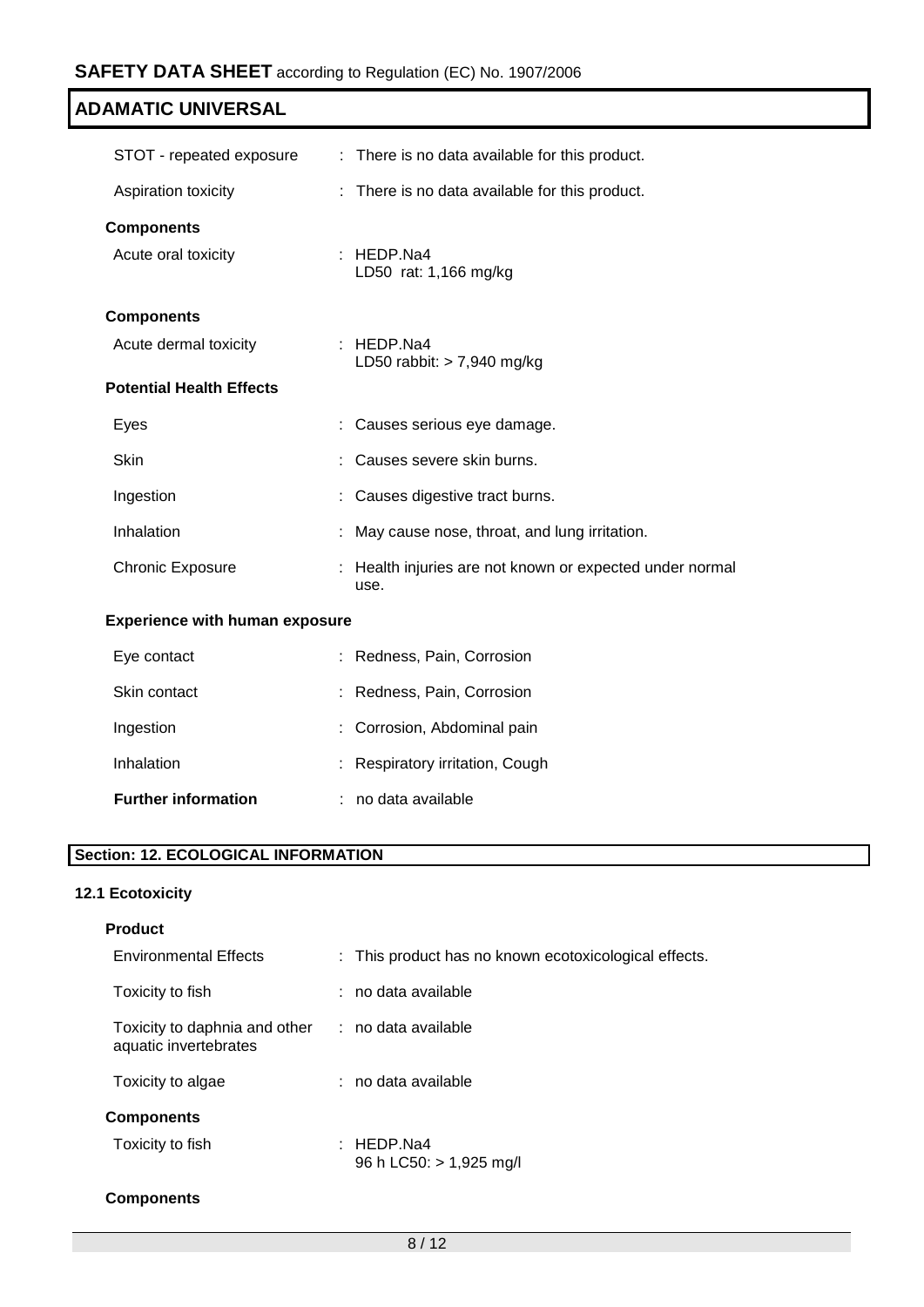| | |
|---|---|
| STOT - repeated exposure | : There is no data available for this product. |
| Aspiration toxicity | : There is no data available for this product. |

**Components**

| | |
|---|---|
| Acute oral toxicity | : HEDP.Na4<br>LD50 rat: 1,166 mg/kg |

**Components**

| | |
|---|---|
| Acute dermal toxicity | : HEDP.Na4<br>LD50 rabbit: > 7,940 mg/kg |

**Potential Health Effects**

| | |
|---|---|
| Eyes | : Causes serious eye damage. |
| Skin | : Causes severe skin burns. |
| Ingestion | : Causes digestive tract burns. |
| Inhalation | : May cause nose, throat, and lung irritation. |
| Chronic Exposure | : Health injuries are not known or expected under normal use. |

**Experience with human exposure**

| | |
|---|---|
| Eye contact | : Redness, Pain, Corrosion |
| Skin contact | : Redness, Pain, Corrosion |
| Ingestion | : Corrosion, Abdominal pain |
| Inhalation | : Respiratory irritation, Cough |
| **Further information** | : no data available |

## Section: 12. ECOLOGICAL INFORMATION

### 12.1 Ecotoxicity

**Product**

| | |
|---|---|
| Environmental Effects | : This product has no known ecotoxicological effects. |
| Toxicity to fish | : no data available |
| Toxicity to daphnia and other aquatic invertebrates | : no data available |
| Toxicity to algae | : no data available |

**Components**

| | |
|---|---|
| Toxicity to fish | : HEDP.Na4<br>96 h LC50: > 1,925 mg/l |

**Components**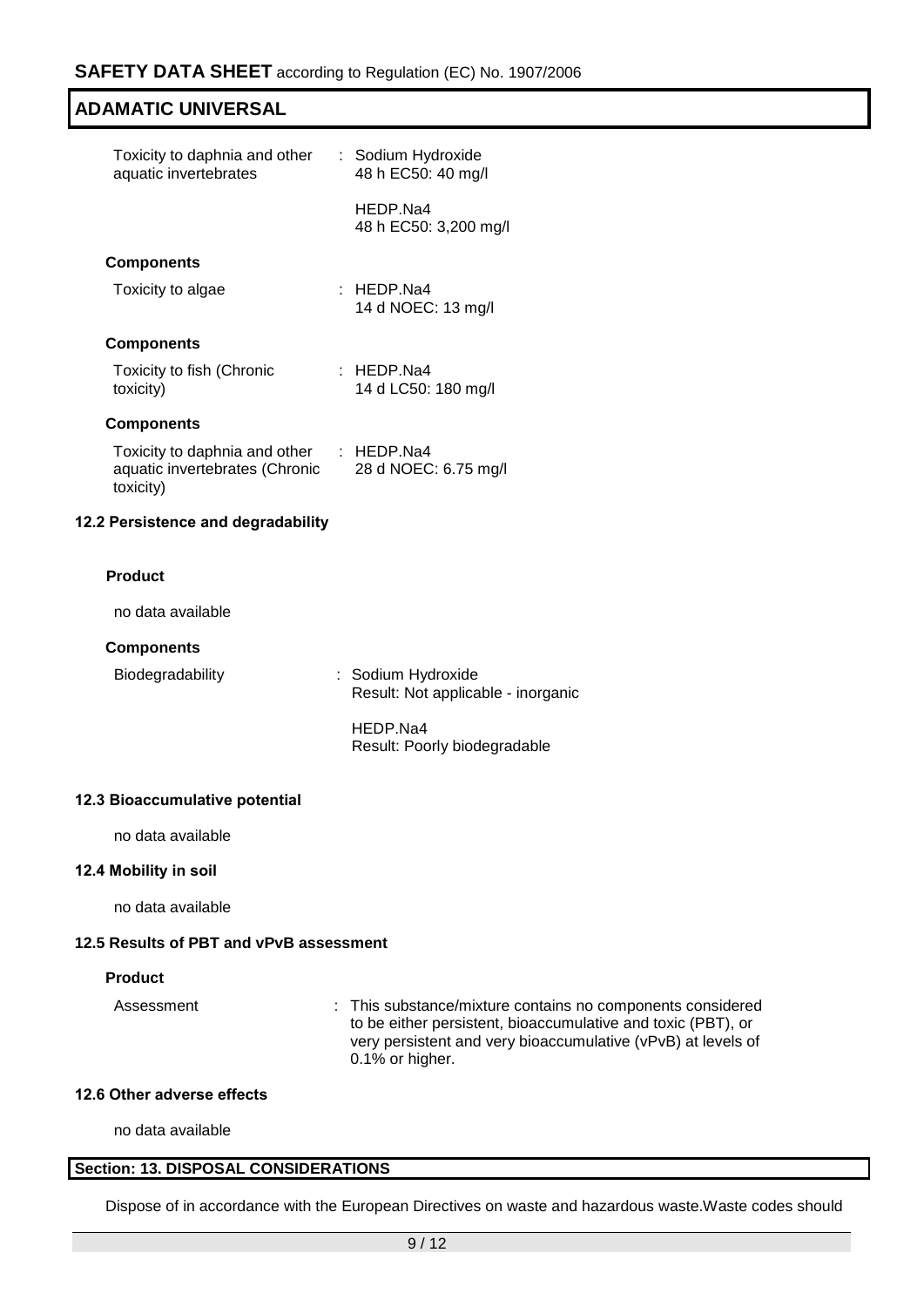| | | |
|---|---|---|
| Toxicity to daphnia and other aquatic invertebrates | : | Sodium Hydroxide<br>48 h EC50: 40 mg/l<br><br>HEDP.Na4<br>48 h EC50: 3,200 mg/l |

**Components**

| | | |
|---|---|---|
| Toxicity to algae | : | HEDP.Na4<br>14 d NOEC: 13 mg/l |

**Components**

| | | |
|---|---|---|
| Toxicity to fish (Chronic toxicity) | : | HEDP.Na4<br>14 d LC50: 180 mg/l |

**Components**

| | | |
|---|---|---|
| Toxicity to daphnia and other aquatic invertebrates (Chronic toxicity) | : | HEDP.Na4<br>28 d NOEC: 6.75 mg/l |

### 12.2 Persistence and degradability

**Product**

no data available

**Components**

| | | |
|---|---|---|
| Biodegradability | : | Sodium Hydroxide<br>Result: Not applicable - inorganic<br><br>HEDP.Na4<br>Result: Poorly biodegradable |

### 12.3 Bioaccumulative potential

no data available

### 12.4 Mobility in soil

no data available

### 12.5 Results of PBT and vPvB assessment

**Product**

| | | |
|---|---|---|
| Assessment | : | This substance/mixture contains no components considered to be either persistent, bioaccumulative and toxic (PBT), or very persistent and very bioaccumulative (vPvB) at levels of 0.1% or higher. |

### 12.6 Other adverse effects

no data available

## Section: 13. DISPOSAL CONSIDERATIONS

Dispose of in accordance with the European Directives on waste and hazardous waste.Waste codes should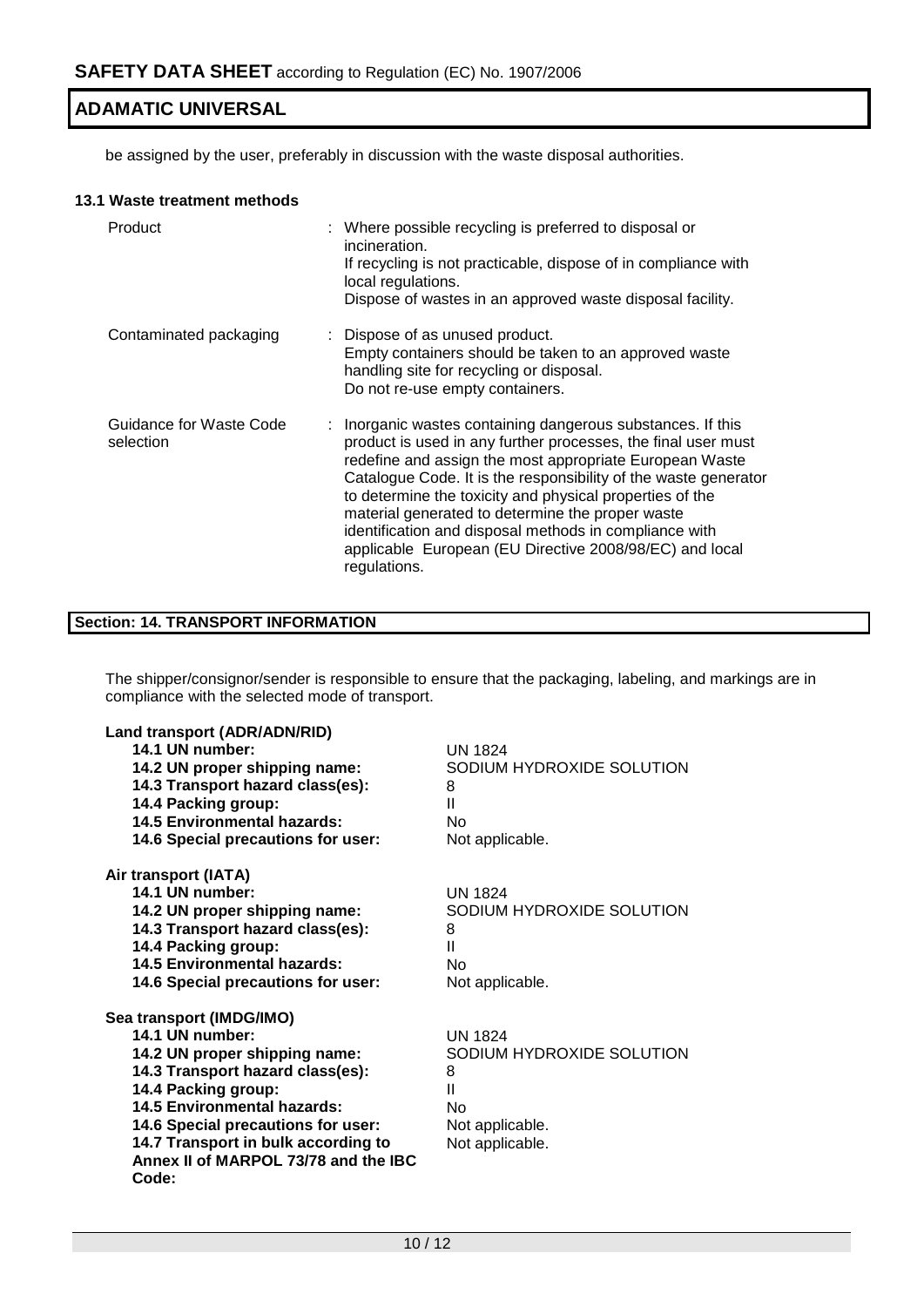be assigned by the user, preferably in discussion with the waste disposal authorities.

### 13.1 Waste treatment methods

| | |
|---|---|
| Product | : Where possible recycling is preferred to disposal or incineration. If recycling is not practicable, dispose of in compliance with local regulations. Dispose of wastes in an approved waste disposal facility. |
| Contaminated packaging | : Dispose of as unused product. Empty containers should be taken to an approved waste handling site for recycling or disposal. Do not re-use empty containers. |
| Guidance for Waste Code selection | : Inorganic wastes containing dangerous substances. If this product is used in any further processes, the final user must redefine and assign the most appropriate European Waste Catalogue Code. It is the responsibility of the waste generator to determine the toxicity and physical properties of the material generated to determine the proper waste identification and disposal methods in compliance with applicable European (EU Directive 2008/98/EC) and local regulations. |

## Section: 14. TRANSPORT INFORMATION

The shipper/consignor/sender is responsible to ensure that the packaging, labeling, and markings are in compliance with the selected mode of transport.

**Land transport (ADR/ADN/RID)**

| | |
|---|---|
| **14.1 UN number:** | UN 1824 |
| **14.2 UN proper shipping name:** | SODIUM HYDROXIDE SOLUTION |
| **14.3 Transport hazard class(es):** | 8 |
| **14.4 Packing group:** | II |
| **14.5 Environmental hazards:** | No |
| **14.6 Special precautions for user:** | Not applicable. |

**Air transport (IATA)**

| | |
|---|---|
| **14.1 UN number:** | UN 1824 |
| **14.2 UN proper shipping name:** | SODIUM HYDROXIDE SOLUTION |
| **14.3 Transport hazard class(es):** | 8 |
| **14.4 Packing group:** | II |
| **14.5 Environmental hazards:** | No |
| **14.6 Special precautions for user:** | Not applicable. |

**Sea transport (IMDG/IMO)**

| | |
|---|---|
| **14.1 UN number:** | UN 1824 |
| **14.2 UN proper shipping name:** | SODIUM HYDROXIDE SOLUTION |
| **14.3 Transport hazard class(es):** | 8 |
| **14.4 Packing group:** | II |
| **14.5 Environmental hazards:** | No |
| **14.6 Special precautions for user:** | Not applicable. |
| **14.7 Transport in bulk according to Annex II of MARPOL 73/78 and the IBC Code:** | Not applicable. |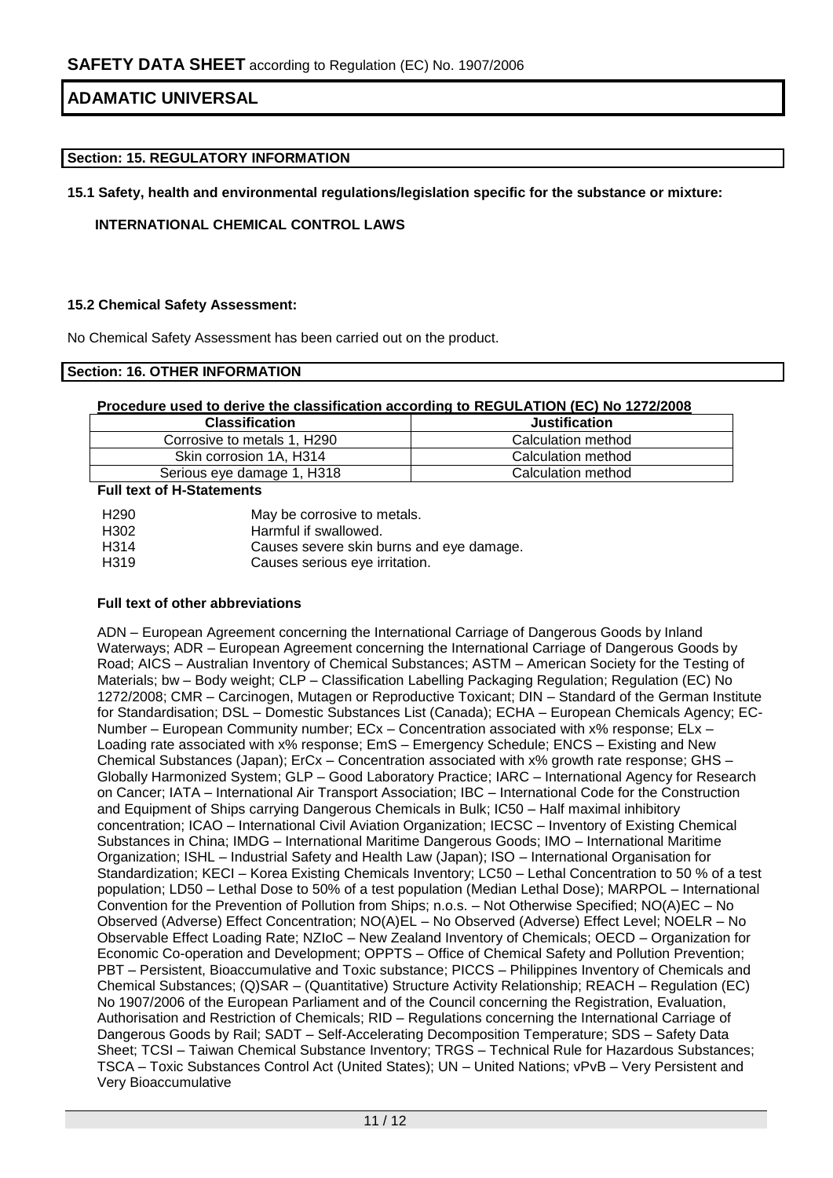## Section: 15. REGULATORY INFORMATION

**15.1 Safety, health and environmental regulations/legislation specific for the substance or mixture:**

**INTERNATIONAL CHEMICAL CONTROL LAWS**

**15.2 Chemical Safety Assessment:**

No Chemical Safety Assessment has been carried out on the product.

## Section: 16. OTHER INFORMATION

**Procedure used to derive the classification according to REGULATION (EC) No 1272/2008**

| Classification | Justification |
|---|---|
| Corrosive to metals 1, H290 | Calculation method |
| Skin corrosion 1A, H314 | Calculation method |
| Serious eye damage 1, H318 | Calculation method |

**Full text of H-Statements**

| | |
|---|---|
| H290 | May be corrosive to metals. |
| H302 | Harmful if swallowed. |
| H314 | Causes severe skin burns and eye damage. |
| H319 | Causes serious eye irritation. |

**Full text of other abbreviations**

ADN – European Agreement concerning the International Carriage of Dangerous Goods by Inland Waterways; ADR – European Agreement concerning the International Carriage of Dangerous Goods by Road; AICS – Australian Inventory of Chemical Substances; ASTM – American Society for the Testing of Materials; bw – Body weight; CLP – Classification Labelling Packaging Regulation; Regulation (EC) No 1272/2008; CMR – Carcinogen, Mutagen or Reproductive Toxicant; DIN – Standard of the German Institute for Standardisation; DSL – Domestic Substances List (Canada); ECHA – European Chemicals Agency; EC-Number – European Community number; ECx – Concentration associated with x% response; ELx – Loading rate associated with x% response; EmS – Emergency Schedule; ENCS – Existing and New Chemical Substances (Japan); ErCx – Concentration associated with x% growth rate response; GHS – Globally Harmonized System; GLP – Good Laboratory Practice; IARC – International Agency for Research on Cancer; IATA – International Air Transport Association; IBC – International Code for the Construction and Equipment of Ships carrying Dangerous Chemicals in Bulk; IC50 – Half maximal inhibitory concentration; ICAO – International Civil Aviation Organization; IECSC – Inventory of Existing Chemical Substances in China; IMDG – International Maritime Dangerous Goods; IMO – International Maritime Organization; ISHL – Industrial Safety and Health Law (Japan); ISO – International Organisation for Standardization; KECI – Korea Existing Chemicals Inventory; LC50 – Lethal Concentration to 50 % of a test population; LD50 – Lethal Dose to 50% of a test population (Median Lethal Dose); MARPOL – International Convention for the Prevention of Pollution from Ships; n.o.s. – Not Otherwise Specified; NO(A)EC – No Observed (Adverse) Effect Concentration; NO(A)EL – No Observed (Adverse) Effect Level; NOELR – No Observable Effect Loading Rate; NZIoC – New Zealand Inventory of Chemicals; OECD – Organization for Economic Co-operation and Development; OPPTS – Office of Chemical Safety and Pollution Prevention; PBT – Persistent, Bioaccumulative and Toxic substance; PICCS – Philippines Inventory of Chemicals and Chemical Substances; (Q)SAR – (Quantitative) Structure Activity Relationship; REACH – Regulation (EC) No 1907/2006 of the European Parliament and of the Council concerning the Registration, Evaluation, Authorisation and Restriction of Chemicals; RID – Regulations concerning the International Carriage of Dangerous Goods by Rail; SADT – Self-Accelerating Decomposition Temperature; SDS – Safety Data Sheet; TCSI – Taiwan Chemical Substance Inventory; TRGS – Technical Rule for Hazardous Substances; TSCA – Toxic Substances Control Act (United States); UN – United Nations; vPvB – Very Persistent and Very Bioaccumulative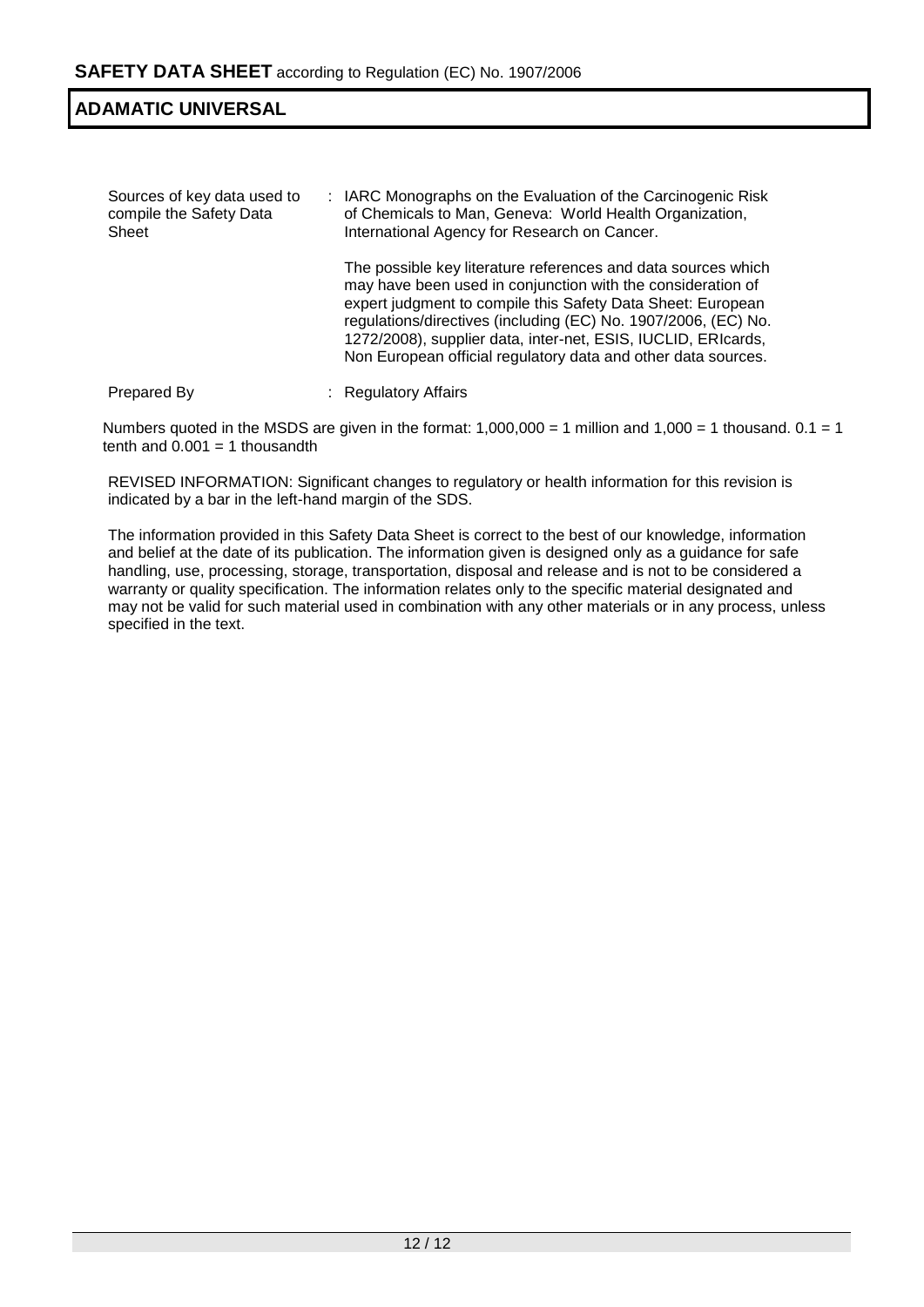| | |
|---|---|
| Sources of key data used to compile the Safety Data Sheet | : IARC Monographs on the Evaluation of the Carcinogenic Risk of Chemicals to Man, Geneva: World Health Organization, International Agency for Research on Cancer.<br><br>The possible key literature references and data sources which may have been used in conjunction with the consideration of expert judgment to compile this Safety Data Sheet: European regulations/directives (including (EC) No. 1907/2006, (EC) No. 1272/2008), supplier data, inter-net, ESIS, IUCLID, ERIcards, Non European official regulatory data and other data sources. |
| Prepared By | : Regulatory Affairs |

Numbers quoted in the MSDS are given in the format: 1,000,000 = 1 million and 1,000 = 1 thousand. 0.1 = 1 tenth and 0.001 = 1 thousandth

REVISED INFORMATION: Significant changes to regulatory or health information for this revision is indicated by a bar in the left-hand margin of the SDS.

The information provided in this Safety Data Sheet is correct to the best of our knowledge, information and belief at the date of its publication. The information given is designed only as a guidance for safe handling, use, processing, storage, transportation, disposal and release and is not to be considered a warranty or quality specification. The information relates only to the specific material designated and may not be valid for such material used in combination with any other materials or in any process, unless specified in the text.